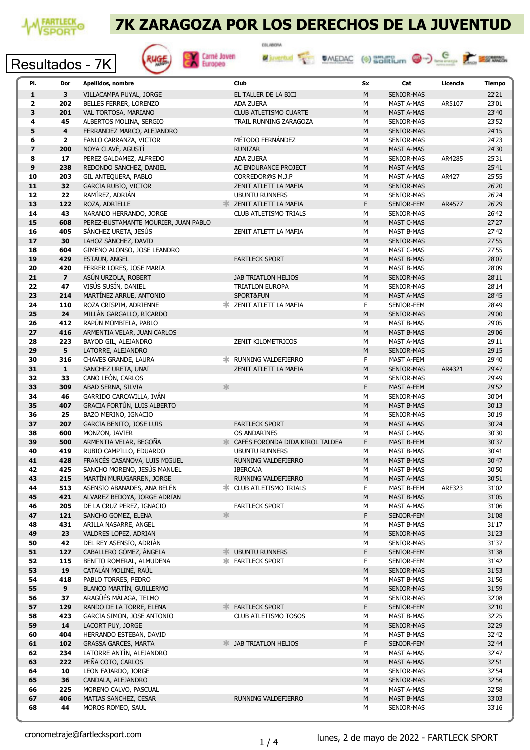# 7K ZARAGOZA POR LOS DERECHOS DE LA JUVENTUD

## Resultados - 7K

| Pl. | Dor | Apellidos, nombre | | Club | Sx | Cat | Licencia | Tiempo |
|---|---|---|---|---|---|---|---|---|
| 1 | 3 | VILLACAMPA PUYAL, JORGE | | EL TALLER DE LA BICI | M | SENIOR-MAS | | 22'21 |
| 2 | 202 | BELLES FERRER, LORENZO | | ADA ZUERA | M | MAST A-MAS | AR5107 | 23'01 |
| 3 | 201 | VAL TORTOSA, MARIANO | | CLUB ATLETISMO CUARTE | M | MAST A-MAS | | 23'40 |
| 4 | 45 | ALBERTOS MOLINA, SERGIO | | TRAIL RUNNING ZARAGOZA | M | SENIOR-MAS | | 23'52 |
| 5 | 4 | FERRANDEZ MARCO, ALEJANDRO | | | M | SENIOR-MAS | | 24'15 |
| 6 | 2 | FANLO CARRANZA, VICTOR | | MÉTODO FERNÁNDEZ | M | SENIOR-MAS | | 24'23 |
| 7 | 200 | NOYA CLAVÉ, AGUSTÍ | | RUNIZAR | M | MAST A-MAS | | 24'30 |
| 8 | 17 | PEREZ GALDAMEZ, ALFREDO | | ADA ZUERA | M | SENIOR-MAS | AR4285 | 25'31 |
| 9 | 238 | REDONDO SANCHEZ, DANIEL | | AC ENDURANCE PROJECT | M | MAST A-MAS | | 25'41 |
| 10 | 203 | GIL ANTEQUERA, PABLO | | CORREDOR@S M.J.P | M | MAST A-MAS | AR427 | 25'55 |
| 11 | 32 | GARCIA RUBIO, VICTOR | | ZENIT ATLETT LA MAFIA | M | SENIOR-MAS | | 26'20 |
| 12 | 22 | RAMÍREZ, ADRIÁN | | UBUNTU RUNNERS | M | SENIOR-MAS | | 26'24 |
| 13 | 122 | ROZA, ADRIELLE | * | ZENIT ATLETT LA MAFIA | F | SENIOR-FEM | AR4577 | 26'29 |
| 14 | 43 | NARANJO HERRANDO, JORGE | | CLUB ATLETISMO TRIALS | M | SENIOR-MAS | | 26'42 |
| 15 | 608 | PEREZ-BUSTAMANTE MOURIER, JUAN PABLO | | | M | MAST C-MAS | | 27'27 |
| 16 | 405 | SÁNCHEZ URETA, JESÚS | | ZENIT ATLETT LA MAFIA | M | MAST B-MAS | | 27'42 |
| 17 | 30 | LAHOZ SÁNCHEZ, DAVID | | | M | SENIOR-MAS | | 27'55 |
| 18 | 604 | GIMENO ALONSO, JOSE LEANDRO | | | M | MAST C-MAS | | 27'55 |
| 19 | 429 | ESTÁUN, ANGEL | | FARTLECK SPORT | M | MAST B-MAS | | 28'07 |
| 20 | 420 | FERRER LORES, JOSE MARIA | | | M | MAST B-MAS | | 28'09 |
| 21 | 7 | ASÚN URZOLA, ROBERT | | JAB TRIATLON HELIOS | M | SENIOR-MAS | | 28'11 |
| 22 | 47 | VISÚS SUSÍN, DANIEL | | TRIATLON EUROPA | M | SENIOR-MAS | | 28'14 |
| 23 | 214 | MARTÍNEZ ARRUE, ANTONIO | | SPORT&FUN | M | MAST A-MAS | | 28'45 |
| 24 | 110 | ROZA CRISPIM, ADRIENNE | * | ZENIT ATLETT LA MAFIA | F | SENIOR-FEM | | 28'49 |
| 25 | 24 | MILLÁN GARGALLO, RICARDO | | | M | SENIOR-MAS | | 29'00 |
| 26 | 412 | RAPÚN MOMBIELA, PABLO | | | M | MAST B-MAS | | 29'05 |
| 27 | 416 | ARMENTIA VELAR, JUAN CARLOS | | | M | MAST B-MAS | | 29'06 |
| 28 | 223 | BAYOD GIL, ALEJANDRO | | ZENIT KILOMETRICOS | M | MAST A-MAS | | 29'11 |
| 29 | 5 | LATORRE, ALEJANDRO | | | M | SENIOR-MAS | | 29'15 |
| 30 | 316 | CHAVES GRANDE, LAURA | * | RUNNING VALDEFIERRO | F | MAST A-FEM | | 29'40 |
| 31 | 1 | SANCHEZ URETA, UNAI | | ZENIT ATLETT LA MAFIA | M | SENIOR-MAS | AR4321 | 29'47 |
| 32 | 33 | CANO LEÓN, CARLOS | | | M | SENIOR-MAS | | 29'49 |
| 33 | 309 | ABAD SERNA, SILVIA | * | | F | MAST A-FEM | | 29'52 |
| 34 | 46 | GARRIDO CARCAVILLA, IVÁN | | | M | SENIOR-MAS | | 30'04 |
| 35 | 407 | GRACIA FORTÚN, LUIS ALBERTO | | | M | MAST B-MAS | | 30'13 |
| 36 | 25 | BAZO MERINO, IGNACIO | | | M | SENIOR-MAS | | 30'19 |
| 37 | 207 | GARCIA BENITO, JOSE LUIS | | FARTLECK SPORT | M | MAST A-MAS | | 30'24 |
| 38 | 600 | MONZON, JAVIER | | OS ANDARINES | M | MAST C-MAS | | 30'30 |
| 39 | 500 | ARMENTIA VELAR, BEGOÑA | * | CAFÉS FORONDA DIDA KIROL TALDEA | F | MAST B-FEM | | 30'37 |
| 40 | 419 | RUBIO CAMPILLO, EDUARDO | | UBUNTU RUNNERS | M | MAST B-MAS | | 30'41 |
| 41 | 428 | FRANCÉS CASANOVA, LUIS MIGUEL | | RUNNING VALDEFIERRO | M | MAST B-MAS | | 30'47 |
| 42 | 425 | SANCHO MORENO, JESÚS MANUEL | | IBERCAJA | M | MAST B-MAS | | 30'50 |
| 43 | 215 | MARTÍN MURUGARREN, JORGE | | RUNNING VALDEFIERRO | M | MAST A-MAS | | 30'51 |
| 44 | 513 | ASENSIO ABANADES, ANA BELÉN | * | CLUB ATLETISMO TRIALS | F | MAST B-FEM | ARF323 | 31'02 |
| 45 | 421 | ALVAREZ BEDOYA, JORGE ADRIAN | | | M | MAST B-MAS | | 31'05 |
| 46 | 205 | DE LA CRUZ PEREZ, IGNACIO | | FARTLECK SPORT | M | MAST A-MAS | | 31'06 |
| 47 | 121 | SANCHO GOMEZ, ELENA | * | | F | SENIOR-FEM | | 31'08 |
| 48 | 431 | ARILLA NASARRE, ANGEL | | | M | MAST B-MAS | | 31'17 |
| 49 | 23 | VALDRES LOPEZ, ADRIAN | | | M | SENIOR-MAS | | 31'23 |
| 50 | 42 | DEL REY ASENSIO, ADRIÁN | | | M | SENIOR-MAS | | 31'37 |
| 51 | 127 | CABALLERO GÓMEZ, ÁNGELA | * | UBUNTU RUNNERS | F | SENIOR-FEM | | 31'38 |
| 52 | 115 | BENITO ROMERAL, ALMUDENA | * | FARTLECK SPORT | F | SENIOR-FEM | | 31'42 |
| 53 | 19 | CATALÁN MOLINÉ, RAÚL | | | M | SENIOR-MAS | | 31'53 |
| 54 | 418 | PABLO TORRES, PEDRO | | | M | MAST B-MAS | | 31'56 |
| 55 | 9 | BLANCO MARTÍN, GUILLERMO | | | M | SENIOR-MAS | | 31'59 |
| 56 | 37 | ARAGÜÉS MÁLAGA, TELMO | | | M | SENIOR-MAS | | 32'08 |
| 57 | 129 | RANDO DE LA TORRE, ELENA | * | FARTLECK SPORT | F | SENIOR-FEM | | 32'10 |
| 58 | 423 | GARCIA SIMON, JOSE ANTONIO | | CLUB ATLETISMO TOSOS | M | MAST B-MAS | | 32'25 |
| 59 | 14 | LACORT PUY, JORGE | | | M | SENIOR-MAS | | 32'29 |
| 60 | 404 | HERRANDO ESTEBAN, DAVID | | | M | MAST B-MAS | | 32'42 |
| 61 | 102 | GRASSA GARCES, MARTA | * | JAB TRIATLON HELIOS | F | SENIOR-FEM | | 32'44 |
| 62 | 234 | LATORRE ANTÍN, ALEJANDRO | | | M | MAST A-MAS | | 32'47 |
| 63 | 222 | PEÑA COTO, CARLOS | | | M | MAST A-MAS | | 32'51 |
| 64 | 10 | LEON FAJARDO, JORGE | | | M | SENIOR-MAS | | 32'54 |
| 65 | 36 | CANDALA, ALEJANDRO | | | M | SENIOR-MAS | | 32'56 |
| 66 | 225 | MORENO CALVO, PASCUAL | | | M | MAST A-MAS | | 32'58 |
| 67 | 406 | MATIAS SANCHEZ, CESAR | | RUNNING VALDEFIERRO | M | MAST B-MAS | | 33'03 |
| 68 | 44 | MOROS ROMEO, SAUL | | | M | SENIOR-MAS | | 33'16 |

cronometraje@fartlecksport.com

lunes, 2 de mayo de 2022 - FARTLECK SPORT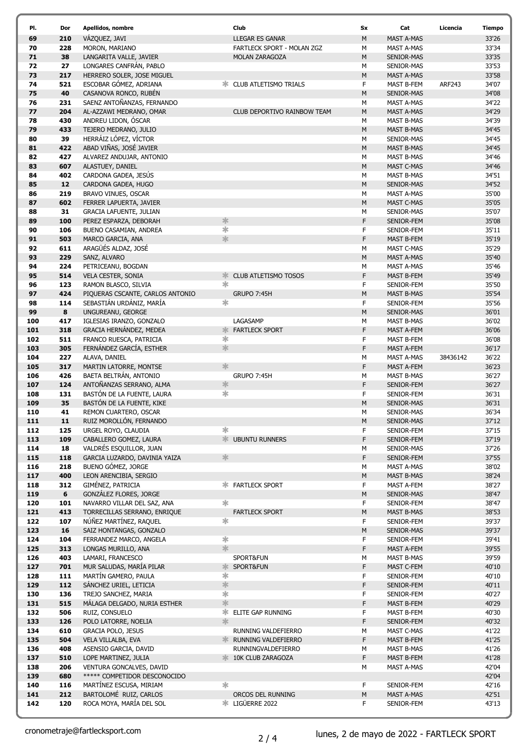| Pl. | Dor | Apellidos, nombre | | Club | Sx | Cat | Licencia | Tiempo |
|---|---|---|---|---|---|---|---|---|
| 69 | 210 | VÁZQUEZ, JAVI | | LLEGAR ES GANAR | M | MAST A-MAS | | 33'26 |
| 70 | 228 | MORON, MARIANO | | FARTLECK SPORT - MOLAN ZGZ | M | MAST A-MAS | | 33'34 |
| 71 | 38 | LANGARITA VALLE, JAVIER | | MOLAN ZARAGOZA | M | SENIOR-MAS | | 33'35 |
| 72 | 27 | LONGARES CANFRÁN, PABLO | | | M | SENIOR-MAS | | 33'53 |
| 73 | 217 | HERRERO SOLER, JOSE MIGUEL | | | M | MAST A-MAS | | 33'58 |
| 74 | 521 | ESCOBAR GÓMEZ, ADRIANA | * | CLUB ATLETISMO TRIALS | F | MAST B-FEM | ARF243 | 34'07 |
| 75 | 40 | CASANOVA RONCO, RUBÉN | | | M | SENIOR-MAS | | 34'08 |
| 76 | 231 | SAENZ ANTOÑANZAS, FERNANDO | | | M | MAST A-MAS | | 34'22 |
| 77 | 204 | AL-AZZAWI MEDRANO, OMAR | | CLUB DEPORTIVO RAINBOW TEAM | M | MAST A-MAS | | 34'29 |
| 78 | 430 | ANDREU LIDON, ÓSCAR | | | M | MAST B-MAS | | 34'39 |
| 79 | 433 | TEJERO MEDRANO, JULIO | | | M | MAST B-MAS | | 34'45 |
| 80 | 39 | HERRÁIZ LÓPEZ, VÍCTOR | | | M | SENIOR-MAS | | 34'45 |
| 81 | 422 | ABAD VIÑAS, JOSÉ JAVIER | | | M | MAST B-MAS | | 34'45 |
| 82 | 427 | ALVAREZ ANDUJAR, ANTONIO | | | M | MAST B-MAS | | 34'46 |
| 83 | 607 | ALASTUEY, DANIEL | | | M | MAST C-MAS | | 34'46 |
| 84 | 402 | CARDONA GADEA, JESÚS | | | M | MAST B-MAS | | 34'51 |
| 85 | 12 | CARDONA GADEA, HUGO | | | M | SENIOR-MAS | | 34'52 |
| 86 | 219 | BRAVO VINUES, OSCAR | | | M | MAST A-MAS | | 35'00 |
| 87 | 602 | FERRER LAPUERTA, JAVIER | | | M | MAST C-MAS | | 35'05 |
| 88 | 31 | GRACIA LAFUENTE, JULIAN | | | M | SENIOR-MAS | | 35'07 |
| 89 | 100 | PEREZ ESPARZA, DEBORAH | * | | F | SENIOR-FEM | | 35'08 |
| 90 | 106 | BUENO CASAMIAN, ANDREA | * | | F | SENIOR-FEM | | 35'11 |
| 91 | 503 | MARCO GARCIA, ANA | * | | F | MAST B-FEM | | 35'19 |
| 92 | 611 | ARAGÜÉS ALDAZ, JOSÉ | | | M | MAST C-MAS | | 35'29 |
| 93 | 229 | SANZ, ALVARO | | | M | MAST A-MAS | | 35'40 |
| 94 | 224 | PETRICEANU, BOGDAN | | | M | MAST A-MAS | | 35'46 |
| 95 | 514 | VELA CESTER, SONIA | * | CLUB ATLETISMO TOSOS | F | MAST B-FEM | | 35'49 |
| 96 | 123 | RAMON BLASCO, SILVIA | * | | F | SENIOR-FEM | | 35'50 |
| 97 | 424 | PIQUERAS CSCANTE, CARLOS ANTONIO | | GRUPO 7:45H | M | MAST B-MAS | | 35'54 |
| 98 | 114 | SEBASTIÁN URDÁNIZ, MARÍA | * | | F | SENIOR-FEM | | 35'56 |
| 99 | 8 | UNGUREANU, GEORGE | | | M | SENIOR-MAS | | 36'01 |
| 100 | 417 | IGLESIAS IRANZO, GONZALO | | LAGASAMP | M | MAST B-MAS | | 36'02 |
| 101 | 318 | GRACIA HERNÁNDEZ, MEDEA | * | FARTLECK SPORT | F | MAST A-FEM | | 36'06 |
| 102 | 511 | FRANCO RUESCA, PATRICIA | * | | F | MAST B-FEM | | 36'08 |
| 103 | 305 | FERNÁNDEZ GARCÍA, ESTHER | * | | F | MAST A-FEM | | 36'17 |
| 104 | 227 | ALAVA, DANIEL | | | M | MAST A-MAS | 38436142 | 36'22 |
| 105 | 317 | MARTIN LATORRE, MONTSE | * | | F | MAST A-FEM | | 36'23 |
| 106 | 426 | BAETA BELTRÁN, ANTONIO | | GRUPO 7:45H | M | MAST B-MAS | | 36'27 |
| 107 | 124 | ANTOÑANZAS SERRANO, ALMA | * | | F | SENIOR-FEM | | 36'27 |
| 108 | 131 | BASTÓN DE LA FUENTE, LAURA | * | | F | SENIOR-FEM | | 36'31 |
| 109 | 35 | BASTÓN DE LA FUENTE, KIKE | | | M | SENIOR-MAS | | 36'31 |
| 110 | 41 | REMON CUARTERO, OSCAR | | | M | SENIOR-MAS | | 36'34 |
| 111 | 11 | RUIZ MOROLLÓN, FERNANDO | | | M | SENIOR-MAS | | 37'12 |
| 112 | 125 | URGEL ROYO, CLAUDIA | * | | F | SENIOR-FEM | | 37'15 |
| 113 | 109 | CABALLERO GOMEZ, LAURA | * | UBUNTU RUNNERS | F | SENIOR-FEM | | 37'19 |
| 114 | 18 | VALDRÉS ESQUILLOR, JUAN | | | M | SENIOR-MAS | | 37'26 |
| 115 | 118 | GARCIA LUZARDO, DAVINIA YAIZA | * | | F | SENIOR-FEM | | 37'55 |
| 116 | 218 | BUENO GÓMEZ, JORGE | | | M | MAST A-MAS | | 38'02 |
| 117 | 400 | LEON ARENCIBIA, SERGIO | | | M | MAST B-MAS | | 38'24 |
| 118 | 312 | GIMÉNEZ, PATRICIA | * | FARTLECK SPORT | F | MAST A-FEM | | 38'27 |
| 119 | 6 | GONZÁLEZ FLORES, JORGE | | | M | SENIOR-MAS | | 38'47 |
| 120 | 101 | NAVARRO VILLAR DEL SAZ, ANA | * | | F | SENIOR-FEM | | 38'47 |
| 121 | 413 | TORRECILLAS SERRANO, ENRIQUE | | FARTLECK SPORT | M | MAST B-MAS | | 38'53 |
| 122 | 107 | NÚÑEZ MARTÍNEZ, RAQUEL | * | | F | SENIOR-FEM | | 39'37 |
| 123 | 16 | SAIZ HONTANGAS, GONZALO | | | M | SENIOR-MAS | | 39'37 |
| 124 | 104 | FERRANDEZ MARCO, ANGELA | * | | F | SENIOR-FEM | | 39'41 |
| 125 | 313 | LONGAS MURILLO, ANA | * | | F | MAST A-FEM | | 39'55 |
| 126 | 403 | LAMARI, FRANCESCO | | SPORT&FUN | M | MAST B-MAS | | 39'59 |
| 127 | 701 | MUR SALUDAS, MARÍA PILAR | * | SPORT&FUN | F | MAST C-FEM | | 40'10 |
| 128 | 111 | MARTÍN GAMERO, PAULA | * | | F | SENIOR-FEM | | 40'10 |
| 129 | 112 | SÁNCHEZ URIEL, LETICIA | * | | F | SENIOR-FEM | | 40'11 |
| 130 | 136 | TREJO SANCHEZ, MARIA | * | | F | SENIOR-FEM | | 40'27 |
| 131 | 515 | MÁLAGA DELGADO, NURIA ESTHER | * | | F | MAST B-FEM | | 40'29 |
| 132 | 506 | RUIZ, CONSUELO | * | ELITE GAP RUNNING | F | MAST B-FEM | | 40'30 |
| 133 | 126 | POLO LATORRE, NOELIA | * | | F | SENIOR-FEM | | 40'32 |
| 134 | 610 | GRACIA POLO, JESUS | | RUNNING VALDEFIERRO | M | MAST C-MAS | | 41'22 |
| 135 | 504 | VELA VILLALBA, EVA | * | RUNNING VALDEFIERRO | F | MAST B-FEM | | 41'25 |
| 136 | 408 | ASENSIO GARCIA, DAVID | | RUNNINGVALDEFIERRO | M | MAST B-MAS | | 41'26 |
| 137 | 510 | LOPE MARTINEZ, JULIA | * | 10K CLUB ZARAGOZA | F | MAST B-FEM | | 41'28 |
| 138 | 206 | VENTURA GONCALVES, DAVID | | | M | MAST A-MAS | | 42'04 |
| 139 | 680 | ***** COMPETIDOR DESCONOCIDO | | | | | | 42'04 |
| 140 | 116 | MARTÍNEZ ESCUSA, MIRIAM | * | | F | SENIOR-FEM | | 42'16 |
| 141 | 212 | BARTOLOMÉ RUIZ, CARLOS | | ORCOS DEL RUNNING | M | MAST A-MAS | | 42'51 |
| 142 | 120 | ROCA MOYA, MARÍA DEL SOL | * | LIGÜERRE 2022 | F | SENIOR-FEM | | 43'13 |

cronometraje@fartlecksport.com

lunes, 2 de mayo de 2022 - FARTLECK SPORT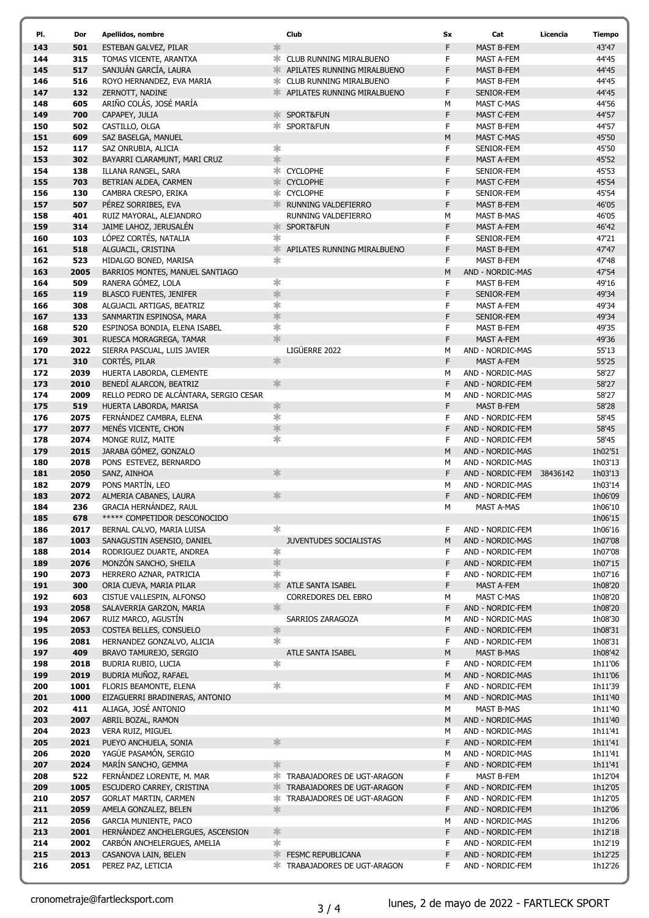| Pl. | Dor | Apellidos, nombre | | Club | Sx | Cat | Licencia | Tiempo |
|---|---|---|---|---|---|---|---|---|
| 143 | 501 | ESTEBAN GALVEZ, PILAR | * | | F | MAST B-FEM | | 43'47 |
| 144 | 315 | TOMAS VICENTE, ARANTXA | * | CLUB RUNNING MIRALBUENO | F | MAST A-FEM | | 44'45 |
| 145 | 517 | SANJUÁN GARCÍA, LAURA | * | APILATES RUNNING MIRALBUENO | F | MAST B-FEM | | 44'45 |
| 146 | 516 | ROYO HERNANDEZ, EVA MARIA | * | CLUB RUNNING MIRALBUENO | F | MAST B-FEM | | 44'45 |
| 147 | 132 | ZERNOTT, NADINE | * | APILATES RUNNING MIRALBUENO | F | SENIOR-FEM | | 44'45 |
| 148 | 605 | ARIÑO COLÁS, JOSÉ MARÍA | | | M | MAST C-MAS | | 44'56 |
| 149 | 700 | CAPAPEY, JULIA | * | SPORT&FUN | F | MAST C-FEM | | 44'57 |
| 150 | 502 | CASTILLO, OLGA | * | SPORT&FUN | F | MAST B-FEM | | 44'57 |
| 151 | 609 | SAZ BASELGA, MANUEL | | | M | MAST C-MAS | | 45'50 |
| 152 | 117 | SAZ ONRUBIA, ALICIA | * | | F | SENIOR-FEM | | 45'50 |
| 153 | 302 | BAYARRI CLARAMUNT, MARI CRUZ | * | | F | MAST A-FEM | | 45'52 |
| 154 | 138 | ILLANA RANGEL, SARA | * | CYCLOPHE | F | SENIOR-FEM | | 45'53 |
| 155 | 703 | BETRIAN ALDEA, CARMEN | * | CYCLOPHE | F | MAST C-FEM | | 45'54 |
| 156 | 130 | CAMBRA CRESPO, ERIKA | * | CYCLOPHE | F | SENIOR-FEM | | 45'54 |
| 157 | 507 | PÉREZ SORRIBES, EVA | * | RUNNING VALDEFIERRO | F | MAST B-FEM | | 46'05 |
| 158 | 401 | RUIZ MAYORAL, ALEJANDRO | | RUNNING VALDEFIERRO | M | MAST B-MAS | | 46'05 |
| 159 | 314 | JAIME LAHOZ, JERUSALÉN | * | SPORT&FUN | F | MAST A-FEM | | 46'42 |
| 160 | 103 | LÓPEZ CORTÉS, NATALIA | * | | F | SENIOR-FEM | | 47'21 |
| 161 | 518 | ALGUACIL, CRISTINA | * | APILATES RUNNING MIRALBUENO | F | MAST B-FEM | | 47'47 |
| 162 | 523 | HIDALGO BONED, MARISA | * | | F | MAST B-FEM | | 47'48 |
| 163 | 2005 | BARRIOS MONTES, MANUEL SANTIAGO | | | M | AND - NORDIC-MAS | | 47'54 |
| 164 | 509 | RANERA GÓMEZ, LOLA | * | | F | MAST B-FEM | | 49'16 |
| 165 | 119 | BLASCO FUENTES, JENIFER | * | | F | SENIOR-FEM | | 49'34 |
| 166 | 308 | ALGUACIL ARTIGAS, BEATRIZ | * | | F | MAST A-FEM | | 49'34 |
| 167 | 133 | SANMARTIN ESPINOSA, MARA | * | | F | SENIOR-FEM | | 49'34 |
| 168 | 520 | ESPINOSA BONDIA, ELENA ISABEL | * | | F | MAST B-FEM | | 49'35 |
| 169 | 301 | RUESCA MORAGREGA, TAMAR | * | | F | MAST A-FEM | | 49'36 |
| 170 | 2022 | SIERRA PASCUAL, LUIS JAVIER | | LIGÜERRE 2022 | M | AND - NORDIC-MAS | | 55'13 |
| 171 | 310 | CORTÉS, PILAR | * | | F | MAST A-FEM | | 55'25 |
| 172 | 2039 | HUERTA LABORDA, CLEMENTE | | | M | AND - NORDIC-MAS | | 58'27 |
| 173 | 2010 | BENEDÍ ALARCON, BEATRIZ | * | | F | AND - NORDIC-FEM | | 58'27 |
| 174 | 2009 | RELLO PEDRO DE ALCÁNTARA, SERGIO CESAR | | | M | AND - NORDIC-MAS | | 58'27 |
| 175 | 519 | HUERTA LABORDA, MARISA | * | | F | MAST B-FEM | | 58'28 |
| 176 | 2075 | FERNÁNDEZ CAMBRA, ELENA | * | | F | AND - NORDIC-FEM | | 58'45 |
| 177 | 2077 | MENÉS VICENTE, CHON | * | | F | AND - NORDIC-FEM | | 58'45 |
| 178 | 2074 | MONGE RUIZ, MAITE | * | | F | AND - NORDIC-FEM | | 58'45 |
| 179 | 2015 | JARABA GÓMEZ, GONZALO | | | M | AND - NORDIC-MAS | | 1h02'51 |
| 180 | 2078 | PONS ESTEVEZ, BERNARDO | | | M | AND - NORDIC-MAS | | 1h03'13 |
| 181 | 2050 | SANZ, AINHOA | * | | F | AND - NORDIC-FEM | 38436142 | 1h03'13 |
| 182 | 2079 | PONS MARTÍN, LEO | | | M | AND - NORDIC-MAS | | 1h03'14 |
| 183 | 2072 | ALMERIA CABANES, LAURA | * | | F | AND - NORDIC-FEM | | 1h06'09 |
| 184 | 236 | GRACIA HERNÁNDEZ, RAUL | | | M | MAST A-MAS | | 1h06'10 |
| 185 | 678 | ***** COMPETIDOR DESCONOCIDO | | | | | | 1h06'15 |
| 186 | 2017 | BERNAL CALVO, MARIA LUISA | * | | F | AND - NORDIC-FEM | | 1h06'16 |
| 187 | 1003 | SANAGUSTIN ASENSIO, DANIEL | | JUVENTUDES SOCIALISTAS | M | AND - NORDIC-MAS | | 1h07'08 |
| 188 | 2014 | RODRIGUEZ DUARTE, ANDREA | * | | F | AND - NORDIC-FEM | | 1h07'08 |
| 189 | 2076 | MONZÓN SANCHO, SHEILA | * | | F | AND - NORDIC-FEM | | 1h07'15 |
| 190 | 2073 | HERRERO AZNAR, PATRICIA | * | | F | AND - NORDIC-FEM | | 1h07'16 |
| 191 | 300 | ORIA CUEVA, MARIA PILAR | * | ATLE SANTA ISABEL | F | MAST A-FEM | | 1h08'20 |
| 192 | 603 | CISTUE VALLESPIN, ALFONSO | | CORREDORES DEL EBRO | M | MAST C-MAS | | 1h08'20 |
| 193 | 2058 | SALAVERRIA GARZON, MARIA | * | | F | AND - NORDIC-FEM | | 1h08'20 |
| 194 | 2067 | RUIZ MARCO, AGUSTÍN | | SARRIOS ZARAGOZA | M | AND - NORDIC-MAS | | 1h08'30 |
| 195 | 2053 | COSTEA BELLES, CONSUELO | * | | F | AND - NORDIC-FEM | | 1h08'31 |
| 196 | 2081 | HERNANDEZ GONZALVO, ALICIA | * | | F | AND - NORDIC-FEM | | 1h08'31 |
| 197 | 409 | BRAVO TAMUREJO, SERGIO | | ATLE SANTA ISABEL | M | MAST B-MAS | | 1h08'42 |
| 198 | 2018 | BUDRIA RUBIO, LUCIA | * | | F | AND - NORDIC-FEM | | 1h11'06 |
| 199 | 2019 | BUDRIA MUÑOZ, RAFAEL | | | M | AND - NORDIC-MAS | | 1h11'06 |
| 200 | 1001 | FLORIS BEAMONTE, ELENA | * | | F | AND - NORDIC-FEM | | 1h11'39 |
| 201 | 1000 | EIZAGUERRI BRADINERAS, ANTONIO | | | M | AND - NORDIC-MAS | | 1h11'40 |
| 202 | 411 | ALIAGA, JOSÉ ANTONIO | | | M | MAST B-MAS | | 1h11'40 |
| 203 | 2007 | ABRIL BOZAL, RAMON | | | M | AND - NORDIC-MAS | | 1h11'40 |
| 204 | 2023 | VERA RUIZ, MIGUEL | | | M | AND - NORDIC-MAS | | 1h11'41 |
| 205 | 2021 | PUEYO ANCHUELA, SONIA | * | | F | AND - NORDIC-FEM | | 1h11'41 |
| 206 | 2020 | YAGÜE PASAMÓN, SERGIO | | | M | AND - NORDIC-MAS | | 1h11'41 |
| 207 | 2024 | MARÍN SANCHO, GEMMA | * | | F | AND - NORDIC-FEM | | 1h11'41 |
| 208 | 522 | FERNÁNDEZ LORENTE, M. MAR | * | TRABAJADORES DE UGT-ARAGON | F | MAST B-FEM | | 1h12'04 |
| 209 | 1005 | ESCUDERO CARREY, CRISTINA | * | TRABAJADORES DE UGT-ARAGON | F | AND - NORDIC-FEM | | 1h12'05 |
| 210 | 2057 | GORLAT MARTIN, CARMEN | * | TRABAJADORES DE UGT-ARAGON | F | AND - NORDIC-FEM | | 1h12'05 |
| 211 | 2059 | AMELA GONZALEZ, BELEN | * | | F | AND - NORDIC-FEM | | 1h12'06 |
| 212 | 2056 | GARCIA MUNIENTE, PACO | | | M | AND - NORDIC-MAS | | 1h12'06 |
| 213 | 2001 | HERNÁNDEZ ANCHELERGUES, ASCENSION | * | | F | AND - NORDIC-FEM | | 1h12'18 |
| 214 | 2002 | CARBÓN ANCHELERGUES, AMELIA | * | | F | AND - NORDIC-FEM | | 1h12'19 |
| 215 | 2013 | CASANOVA LAIN, BELEN | * | FESMC REPUBLICANA | F | AND - NORDIC-FEM | | 1h12'25 |
| 216 | 2051 | PEREZ PAZ, LETICIA | * | TRABAJADORES DE UGT-ARAGON | F | AND - NORDIC-FEM | | 1h12'26 |

cronometraje@fartlecksport.com

lunes, 2 de mayo de 2022 - FARTLECK SPORT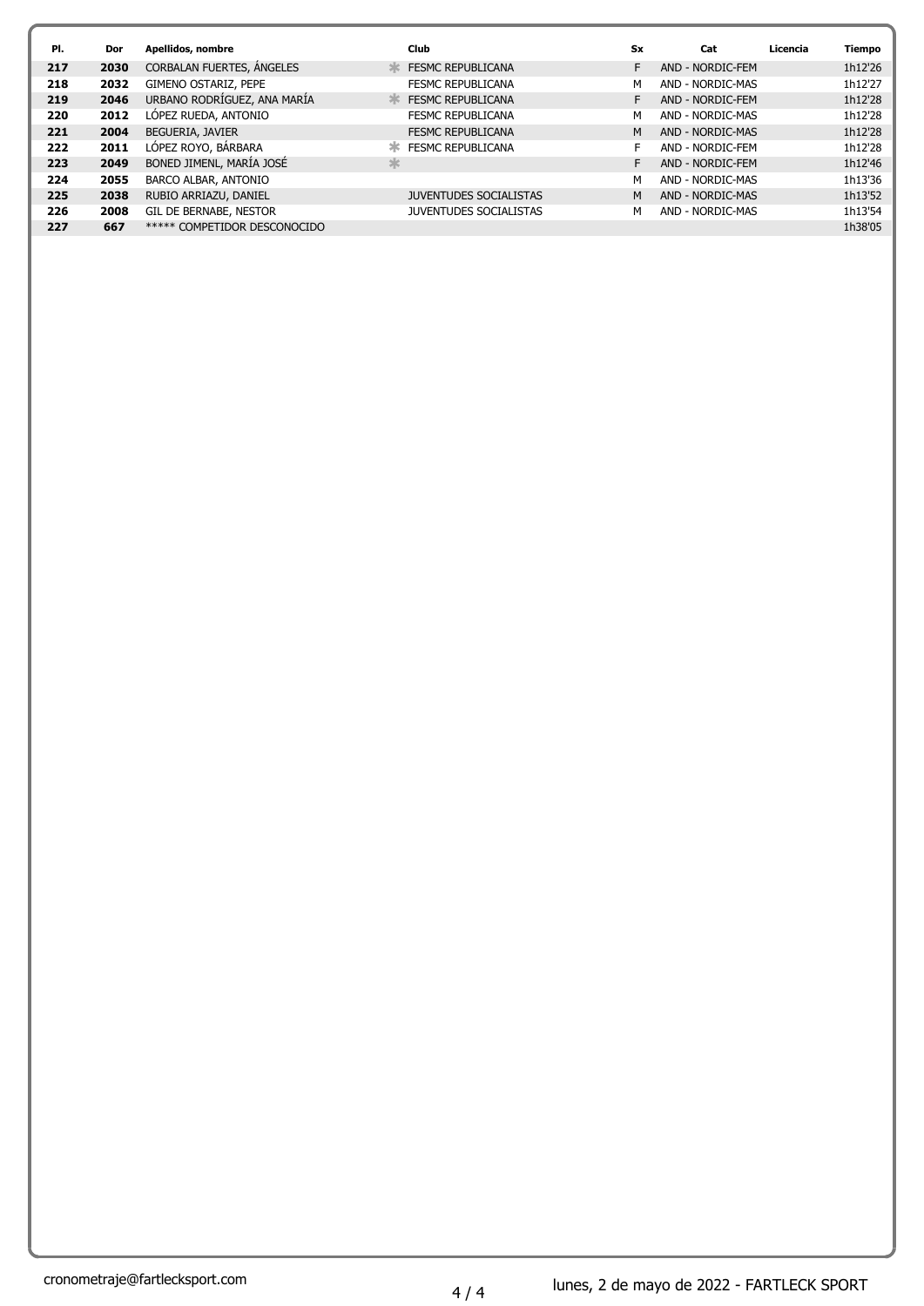| Pl. | Dor | Apellidos, nombre | | Club | Sx | Cat | Licencia | Tiempo |
|---|---|---|---|---|---|---|---|---|
| 217 | 2030 | CORBALAN FUERTES, ÁNGELES | * | FESMC REPUBLICANA | F | AND - NORDIC-FEM | | 1h12'26 |
| 218 | 2032 | GIMENO OSTARIZ, PEPE | | FESMC REPUBLICANA | M | AND - NORDIC-MAS | | 1h12'27 |
| 219 | 2046 | URBANO RODRÍGUEZ, ANA MARÍA | * | FESMC REPUBLICANA | F | AND - NORDIC-FEM | | 1h12'28 |
| 220 | 2012 | LÓPEZ RUEDA, ANTONIO | | FESMC REPUBLICANA | M | AND - NORDIC-MAS | | 1h12'28 |
| 221 | 2004 | BEGUERIA, JAVIER | | FESMC REPUBLICANA | M | AND - NORDIC-MAS | | 1h12'28 |
| 222 | 2011 | LÓPEZ ROYO, BÁRBARA | * | FESMC REPUBLICANA | F | AND - NORDIC-FEM | | 1h12'28 |
| 223 | 2049 | BONED JIMENL, MARÍA JOSÉ | * | | F | AND - NORDIC-FEM | | 1h12'46 |
| 224 | 2055 | BARCO ALBAR, ANTONIO | | | M | AND - NORDIC-MAS | | 1h13'36 |
| 225 | 2038 | RUBIO ARRIAZU, DANIEL | | JUVENTUDES SOCIALISTAS | M | AND - NORDIC-MAS | | 1h13'52 |
| 226 | 2008 | GIL DE BERNABE, NESTOR | | JUVENTUDES SOCIALISTAS | M | AND - NORDIC-MAS | | 1h13'54 |
| 227 | 667 | ***** COMPETIDOR DESCONOCIDO | | | | | | 1h38'05 |

cronometraje@fartlecksport.com

lunes, 2 de mayo de 2022 - FARTLECK SPORT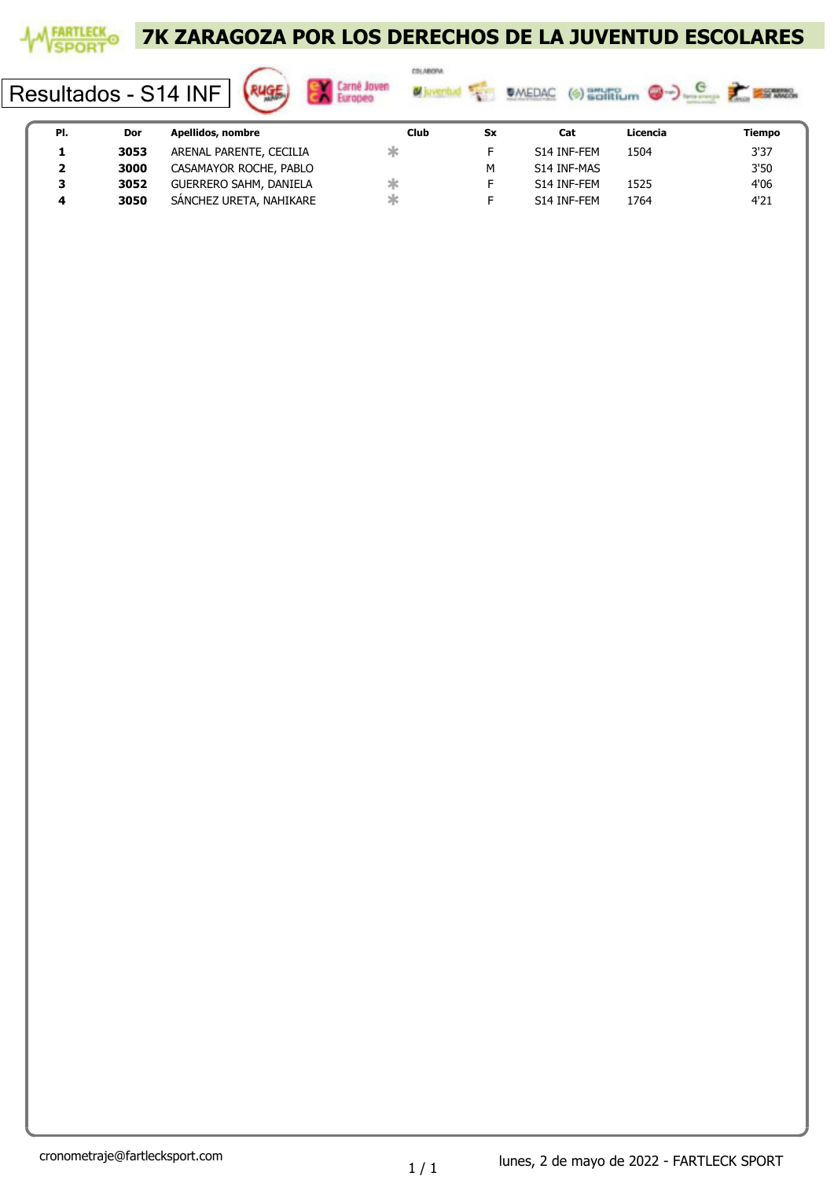# 7K ZARAGOZA POR LOS DERECHOS DE LA JUVENTUD ESCOLARES

## Resultados - S14 INF

| Pl. | Dor | Apellidos, nombre | Club | Sx | Cat | Licencia | Tiempo |
|---|---|---|---|---|---|---|---|
| **1** | **3053** | ARENAL PARENTE, CECILIA | * | F | S14 INF-FEM | 1504 | 3'37 |
| **2** | **3000** | CASAMAYOR ROCHE, PABLO | | M | S14 INF-MAS | | 3'50 |
| **3** | **3052** | GUERRERO SAHM, DANIELA | * | F | S14 INF-FEM | 1525 | 4'06 |
| **4** | **3050** | SÁNCHEZ URETA, NAHIKARE | * | F | S14 INF-FEM | 1764 | 4'21 |

cronometraje@fartlecksport.com

lunes, 2 de mayo de 2022 - FARTLECK SPORT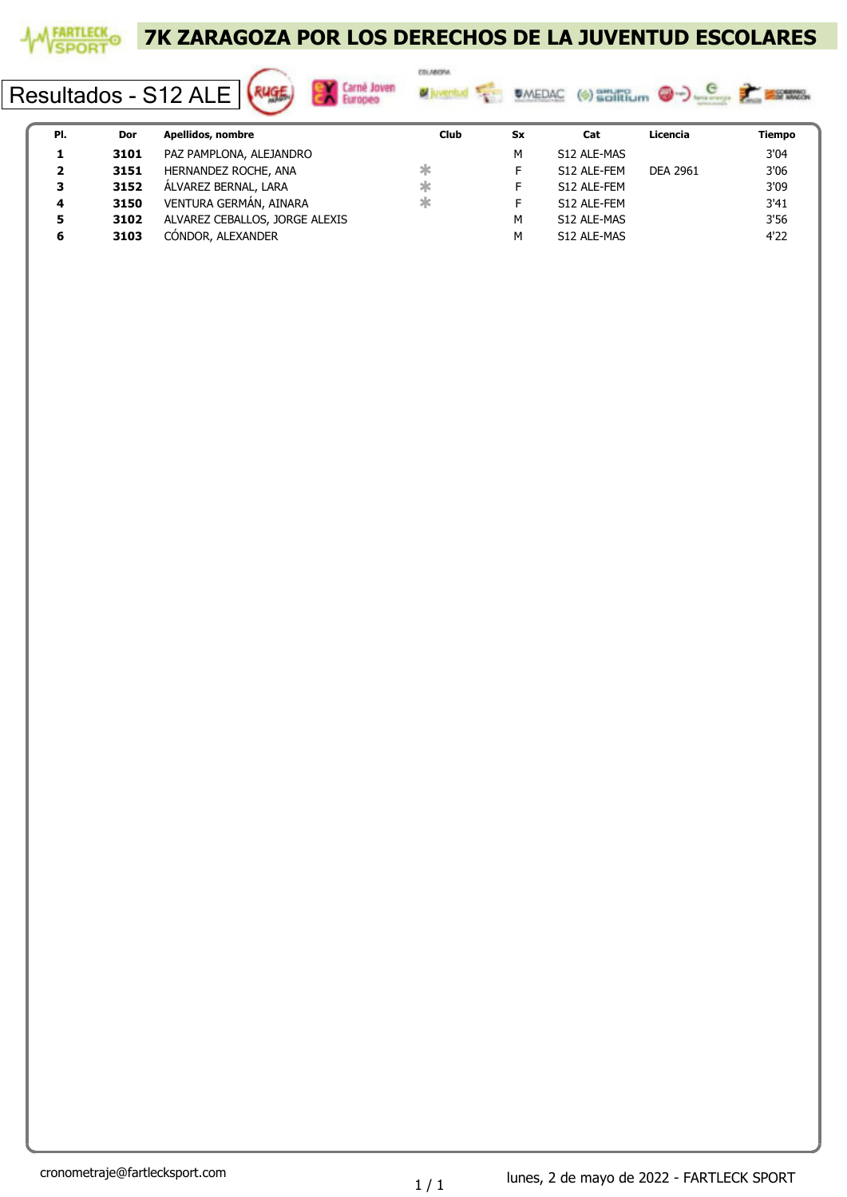# 7K ZARAGOZA POR LOS DERECHOS DE LA JUVENTUD ESCOLARES

## Resultados - S12 ALE

| Pl. | Dor | Apellidos, nombre | Club | Sx | Cat | Licencia | Tiempo |
|---|---|---|---|---|---|---|---|
| 1 | 3101 | PAZ PAMPLONA, ALEJANDRO | | M | S12 ALE-MAS | | 3'04 |
| 2 | 3151 | HERNANDEZ ROCHE, ANA | * | F | S12 ALE-FEM | DEA 2961 | 3'06 |
| 3 | 3152 | ÁLVAREZ BERNAL, LARA | * | F | S12 ALE-FEM | | 3'09 |
| 4 | 3150 | VENTURA GERMÁN, AINARA | * | F | S12 ALE-FEM | | 3'41 |
| 5 | 3102 | ALVAREZ CEBALLOS, JORGE ALEXIS | | M | S12 ALE-MAS | | 3'56 |
| 6 | 3103 | CÓNDOR, ALEXANDER | | M | S12 ALE-MAS | | 4'22 |

cronometraje@fartlecksport.com

lunes, 2 de mayo de 2022 - FARTLECK SPORT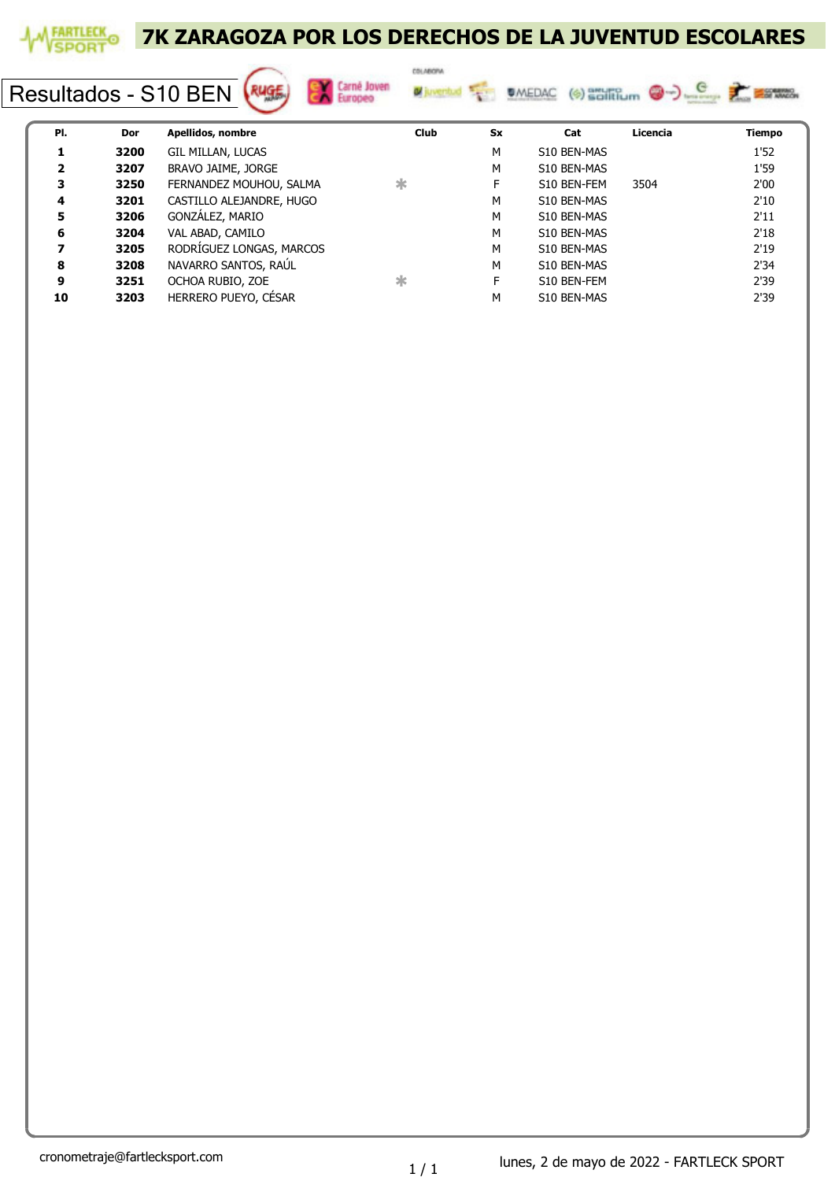# 7K ZARAGOZA POR LOS DERECHOS DE LA JUVENTUD ESCOLARES

## Resultados - S10 BEN

| Pl. | Dor | Apellidos, nombre | Club | Sx | Cat | Licencia | Tiempo |
|---|---|---|---|---|---|---|---|
| **1** | **3200** | GIL MILLAN, LUCAS | | M | S10 BEN-MAS | | 1'52 |
| **2** | **3207** | BRAVO JAIME, JORGE | | M | S10 BEN-MAS | | 1'59 |
| **3** | **3250** | FERNANDEZ MOUHOU, SALMA | * | F | S10 BEN-FEM | 3504 | 2'00 |
| **4** | **3201** | CASTILLO ALEJANDRE, HUGO | | M | S10 BEN-MAS | | 2'10 |
| **5** | **3206** | GONZÁLEZ, MARIO | | M | S10 BEN-MAS | | 2'11 |
| **6** | **3204** | VAL ABAD, CAMILO | | M | S10 BEN-MAS | | 2'18 |
| **7** | **3205** | RODRÍGUEZ LONGAS, MARCOS | | M | S10 BEN-MAS | | 2'19 |
| **8** | **3208** | NAVARRO SANTOS, RAÚL | | M | S10 BEN-MAS | | 2'34 |
| **9** | **3251** | OCHOA RUBIO, ZOE | * | F | S10 BEN-FEM | | 2'39 |
| **10** | **3203** | HERRERO PUEYO, CÉSAR | | M | S10 BEN-MAS | | 2'39 |

cronometraje@fartlecksport.com

lunes, 2 de mayo de 2022 - FARTLECK SPORT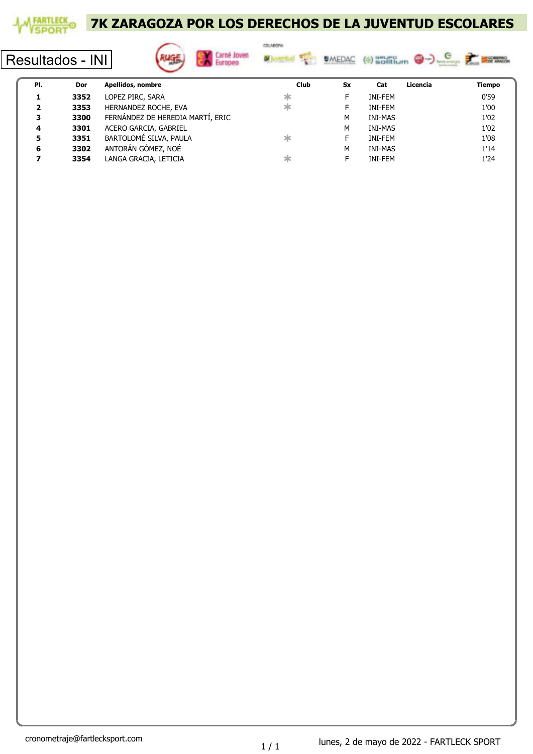# 7K ZARAGOZA POR LOS DERECHOS DE LA JUVENTUD ESCOLARES

## Resultados - INI

| Pl. | Dor | Apellidos, nombre | Club | Sx | Cat | Licencia | Tiempo |
|---|---|---|---|---|---|---|---|
| 1 | 3352 | LOPEZ PIRC, SARA | * | F | INI-FEM | | 0'59 |
| 2 | 3353 | HERNANDEZ ROCHE, EVA | * | F | INI-FEM | | 1'00 |
| 3 | 3300 | FERNÁNDEZ DE HEREDIA MARTÍ, ERIC | | M | INI-MAS | | 1'02 |
| 4 | 3301 | ACERO GARCIA, GABRIEL | | M | INI-MAS | | 1'02 |
| 5 | 3351 | BARTOLOMÉ SILVA, PAULA | * | F | INI-FEM | | 1'08 |
| 6 | 3302 | ANTORÁN GÓMEZ, NOÉ | | M | INI-MAS | | 1'14 |
| 7 | 3354 | LANGA GRACIA, LETICIA | * | F | INI-FEM | | 1'24 |

cronometraje@fartlecksport.com

lunes, 2 de mayo de 2022 - FARTLECK SPORT